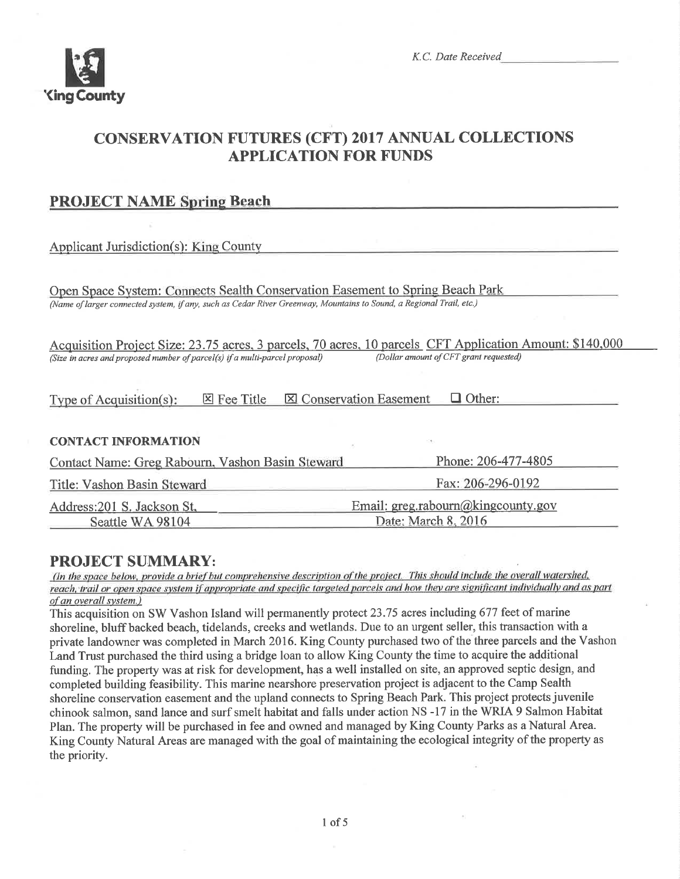K.C. Date Received__________________

# CONSERVATION FUTURES (CFT) 2017 ANNUAL COLLECTIONS APPLICATION FOR FUNDS

## PROJECT NAME Spring Beach

Applicant Jurisdiction(s): King County

Open Space System: Connects Sealth Conservation Easement to Spring Beach Park
*(Name of larger connected system, if any, such as Cedar River Greenway, Mountains to Sound, a Regional Trail, etc.)*

Acquisition Project Size: 23.75 acres, 3 parcels, 70 acres, 10 parcels
*(Size in acres and proposed number of parcel(s) if a multi-parcel proposal)*

CFT Application Amount: $140,000
*(Dollar amount of CFT grant requested)*

Type of Acquisition(s): ☒ Fee Title ☒ Conservation Easement ☐ Other:

### CONTACT INFORMATION

Contact Name: Greg Rabourn, Vashon Basin Steward
Phone: 206-477-4805

Title: Vashon Basin Steward
Fax: 206-296-0192

Address: 201 S. Jackson St, Seattle WA 98104
Email: greg.rabourn@kingcounty.gov

Date: March 8, 2016

## PROJECT SUMMARY:

*(In the space below, provide a brief but comprehensive description of the project. This should include the overall watershed, reach, trail or open space system if appropriate and specific targeted parcels and how they are significant individually and as part of an overall system.)*

This acquisition on SW Vashon Island will permanently protect 23.75 acres including 677 feet of marine shoreline, bluff backed beach, tidelands, creeks and wetlands. Due to an urgent seller, this transaction with a private landowner was completed in March 2016. King County purchased two of the three parcels and the Vashon Land Trust purchased the third using a bridge loan to allow King County the time to acquire the additional funding. The property was at risk for development, has a well installed on site, an approved septic design, and completed building feasibility. This marine nearshore preservation project is adjacent to the Camp Sealth shoreline conservation easement and the upland connects to Spring Beach Park. This project protects juvenile chinook salmon, sand lance and surf smelt habitat and falls under action NS -17 in the WRIA 9 Salmon Habitat Plan. The property will be purchased in fee and owned and managed by King County Parks as a Natural Area. King County Natural Areas are managed with the goal of maintaining the ecological integrity of the property as the priority.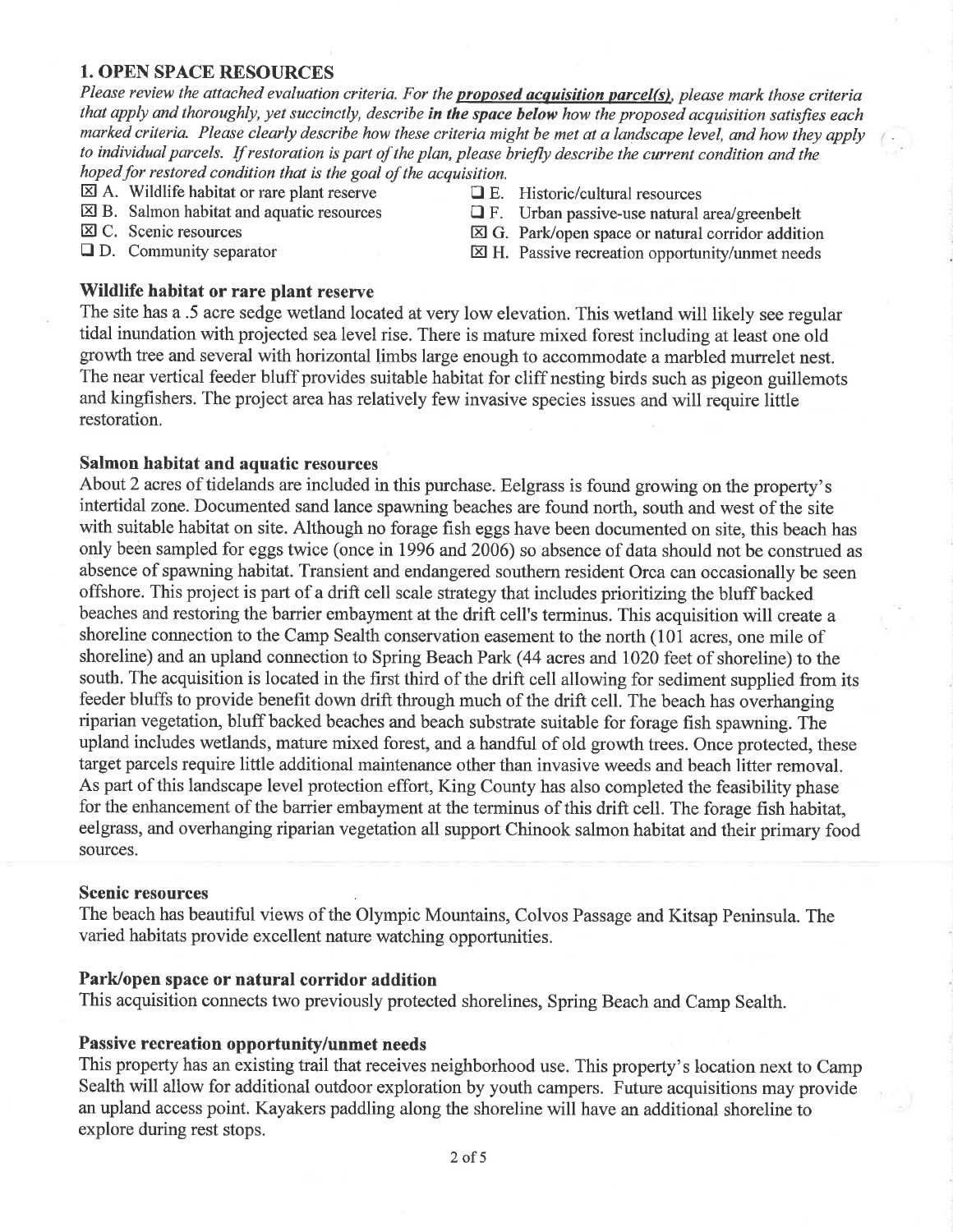## 1. OPEN SPACE RESOURCES

*Please review the attached evaluation criteria. For the* ***proposed acquisition parcel(s)****, please mark those criteria that apply and thoroughly, yet succinctly, describe* ***in the space below*** *how the proposed acquisition satisfies each marked criteria. Please clearly describe how these criteria might be met at a landscape level, and how they apply to individual parcels. If restoration is part of the plan, please briefly describe the current condition and the hoped for restored condition that is the goal of the acquisition.*

- ☒ A. Wildlife habitat or rare plant reserve
- ☒ B. Salmon habitat and aquatic resources
- ☒ C. Scenic resources
- ☐ D. Community separator
- ☐ E. Historic/cultural resources
- ☐ F. Urban passive-use natural area/greenbelt
- ☒ G. Park/open space or natural corridor addition
- ☒ H. Passive recreation opportunity/unmet needs

### Wildlife habitat or rare plant reserve

The site has a .5 acre sedge wetland located at very low elevation. This wetland will likely see regular tidal inundation with projected sea level rise. There is mature mixed forest including at least one old growth tree and several with horizontal limbs large enough to accommodate a marbled murrelet nest. The near vertical feeder bluff provides suitable habitat for cliff nesting birds such as pigeon guillemots and kingfishers. The project area has relatively few invasive species issues and will require little restoration.

### Salmon habitat and aquatic resources

About 2 acres of tidelands are included in this purchase. Eelgrass is found growing on the property's intertidal zone. Documented sand lance spawning beaches are found north, south and west of the site with suitable habitat on site. Although no forage fish eggs have been documented on site, this beach has only been sampled for eggs twice (once in 1996 and 2006) so absence of data should not be construed as absence of spawning habitat. Transient and endangered southern resident Orca can occasionally be seen offshore. This project is part of a drift cell scale strategy that includes prioritizing the bluff backed beaches and restoring the barrier embayment at the drift cell's terminus. This acquisition will create a shoreline connection to the Camp Sealth conservation easement to the north (101 acres, one mile of shoreline) and an upland connection to Spring Beach Park (44 acres and 1020 feet of shoreline) to the south. The acquisition is located in the first third of the drift cell allowing for sediment supplied from its feeder bluffs to provide benefit down drift through much of the drift cell. The beach has overhanging riparian vegetation, bluff backed beaches and beach substrate suitable for forage fish spawning. The upland includes wetlands, mature mixed forest, and a handful of old growth trees. Once protected, these target parcels require little additional maintenance other than invasive weeds and beach litter removal. As part of this landscape level protection effort, King County has also completed the feasibility phase for the enhancement of the barrier embayment at the terminus of this drift cell. The forage fish habitat, eelgrass, and overhanging riparian vegetation all support Chinook salmon habitat and their primary food sources.

### Scenic resources

The beach has beautiful views of the Olympic Mountains, Colvos Passage and Kitsap Peninsula. The varied habitats provide excellent nature watching opportunities.

### Park/open space or natural corridor addition

This acquisition connects two previously protected shorelines, Spring Beach and Camp Sealth.

### Passive recreation opportunity/unmet needs

This property has an existing trail that receives neighborhood use. This property's location next to Camp Sealth will allow for additional outdoor exploration by youth campers. Future acquisitions may provide an upland access point. Kayakers paddling along the shoreline will have an additional shoreline to explore during rest stops.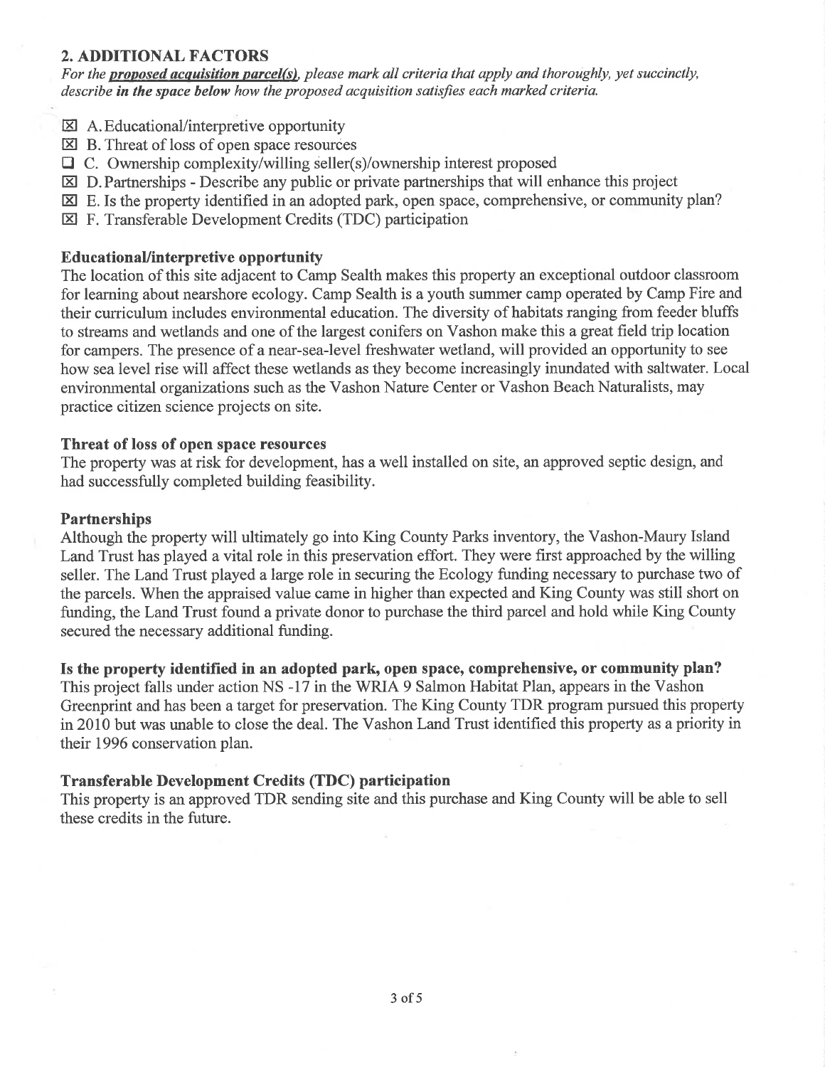## 2. ADDITIONAL FACTORS

*For the* ***proposed acquisition parcel(s)****, please mark all criteria that apply and thoroughly, yet succinctly, describe* ***in the space below*** *how the proposed acquisition satisfies each marked criteria.*

- ☒ A. Educational/interpretive opportunity
- ☒ B. Threat of loss of open space resources
- ☐ C. Ownership complexity/willing seller(s)/ownership interest proposed
- ☒ D. Partnerships - Describe any public or private partnerships that will enhance this project
- ☒ E. Is the property identified in an adopted park, open space, comprehensive, or community plan?
- ☒ F. Transferable Development Credits (TDC) participation

**Educational/interpretive opportunity**

The location of this site adjacent to Camp Sealth makes this property an exceptional outdoor classroom for learning about nearshore ecology. Camp Sealth is a youth summer camp operated by Camp Fire and their curriculum includes environmental education. The diversity of habitats ranging from feeder bluffs to streams and wetlands and one of the largest conifers on Vashon make this a great field trip location for campers. The presence of a near-sea-level freshwater wetland, will provided an opportunity to see how sea level rise will affect these wetlands as they become increasingly inundated with saltwater. Local environmental organizations such as the Vashon Nature Center or Vashon Beach Naturalists, may practice citizen science projects on site.

**Threat of loss of open space resources**

The property was at risk for development, has a well installed on site, an approved septic design, and had successfully completed building feasibility.

**Partnerships**

Although the property will ultimately go into King County Parks inventory, the Vashon-Maury Island Land Trust has played a vital role in this preservation effort. They were first approached by the willing seller. The Land Trust played a large role in securing the Ecology funding necessary to purchase two of the parcels. When the appraised value came in higher than expected and King County was still short on funding, the Land Trust found a private donor to purchase the third parcel and hold while King County secured the necessary additional funding.

**Is the property identified in an adopted park, open space, comprehensive, or community plan?**

This project falls under action NS -17 in the WRIA 9 Salmon Habitat Plan, appears in the Vashon Greenprint and has been a target for preservation. The King County TDR program pursued this property in 2010 but was unable to close the deal. The Vashon Land Trust identified this property as a priority in their 1996 conservation plan.

**Transferable Development Credits (TDC) participation**

This property is an approved TDR sending site and this purchase and King County will be able to sell these credits in the future.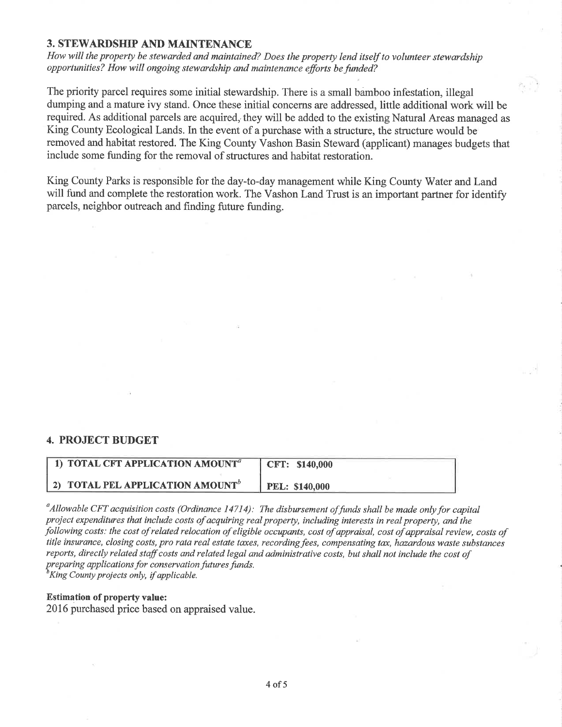## 3. STEWARDSHIP AND MAINTENANCE

*How will the property be stewarded and maintained? Does the property lend itself to volunteer stewardship opportunities? How will ongoing stewardship and maintenance efforts be funded?*

The priority parcel requires some initial stewardship. There is a small bamboo infestation, illegal dumping and a mature ivy stand. Once these initial concerns are addressed, little additional work will be required. As additional parcels are acquired, they will be added to the existing Natural Areas managed as King County Ecological Lands. In the event of a purchase with a structure, the structure would be removed and habitat restored. The King County Vashon Basin Steward (applicant) manages budgets that include some funding for the removal of structures and habitat restoration.

King County Parks is responsible for the day-to-day management while King County Water and Land will fund and complete the restoration work. The Vashon Land Trust is an important partner for identify parcels, neighbor outreach and finding future funding.

## 4. PROJECT BUDGET

| | |
|---|---|
| 1) TOTAL CFT APPLICATION AMOUNT[a] | CFT: $140,000 |
| 2) TOTAL PEL APPLICATION AMOUNT[b] | PEL: $140,000 |

[a]*Allowable CFT acquisition costs (Ordinance 14714): The disbursement of funds shall be made only for capital project expenditures that include costs of acquiring real property, including interests in real property, and the following costs: the cost of related relocation of eligible occupants, cost of appraisal, cost of appraisal review, costs of title insurance, closing costs, pro rata real estate taxes, recording fees, compensating tax, hazardous waste substances reports, directly related staff costs and related legal and administrative costs, but shall not include the cost of preparing applications for conservation futures funds.*
[b]*King County projects only, if applicable.*

**Estimation of property value:**
2016 purchased price based on appraised value.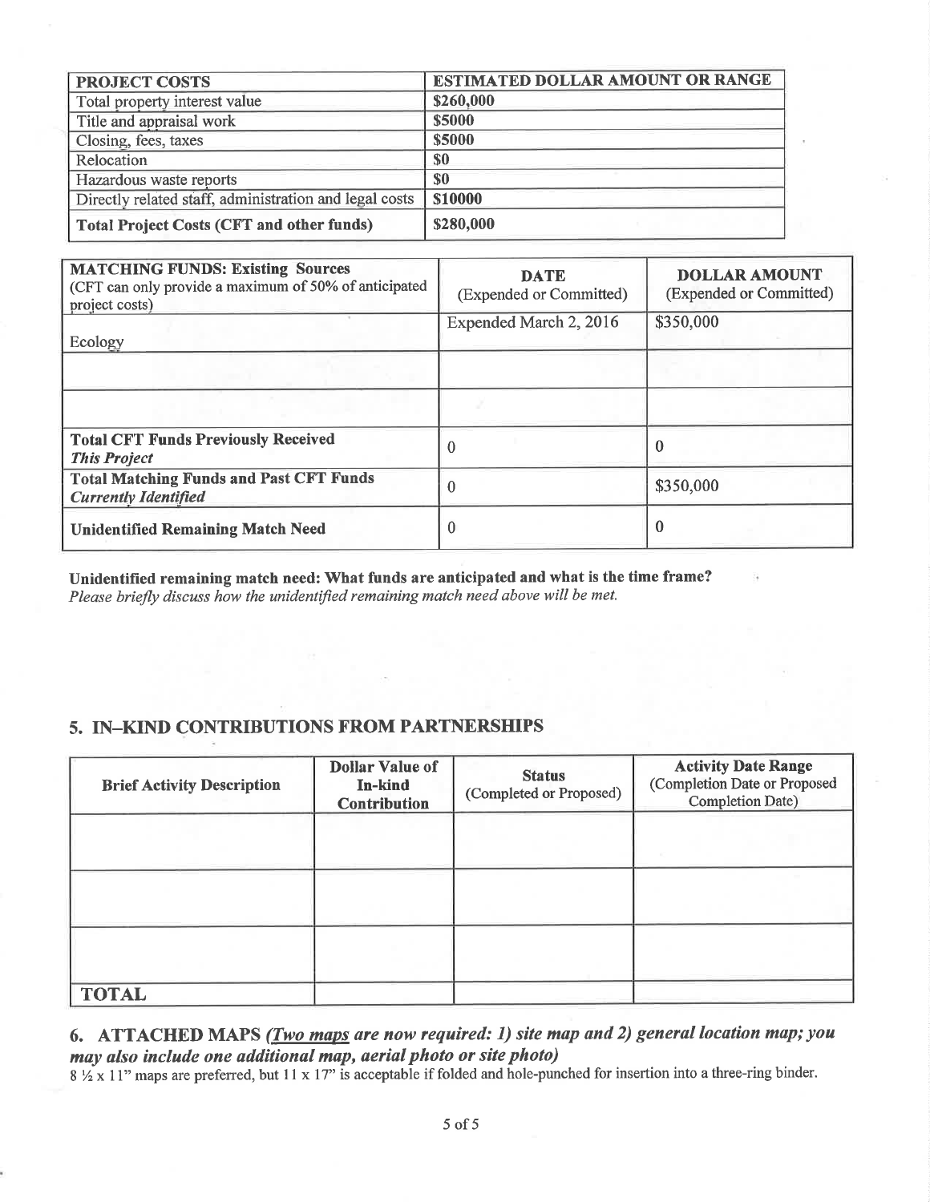| PROJECT COSTS | ESTIMATED DOLLAR AMOUNT OR RANGE |
|---|---|
| Total property interest value | $260,000 |
| Title and appraisal work | $5000 |
| Closing, fees, taxes | $5000 |
| Relocation | $0 |
| Hazardous waste reports | $0 |
| Directly related staff, administration and legal costs | $10000 |
| **Total Project Costs (CFT and other funds)** | $280,000 |

| **MATCHING FUNDS: Existing Sources** (CFT can only provide a maximum of 50% of anticipated project costs) | **DATE** (Expended or Committed) | **DOLLAR AMOUNT** (Expended or Committed) |
|---|---|---|
| Ecology | Expended March 2, 2016 | $350,000 |
| | | |
| | | |
| **Total CFT Funds Previously Received *This Project*** | 0 | 0 |
| **Total Matching Funds and Past CFT Funds *Currently Identified*** | 0 | $350,000 |
| **Unidentified Remaining Match Need** | 0 | 0 |

**Unidentified remaining match need: What funds are anticipated and what is the time frame?**
*Please briefly discuss how the unidentified remaining match need above will be met.*

## 5. IN–KIND CONTRIBUTIONS FROM PARTNERSHIPS

| Brief Activity Description | Dollar Value of In-kind Contribution | Status (Completed or Proposed) | Activity Date Range (Completion Date or Proposed Completion Date) |
|---|---|---|---|
| | | | |
| | | | |
| | | | |
| **TOTAL** | | | |

## 6. ATTACHED MAPS *(Two maps are now required: 1) site map and 2) general location map; you may also include one additional map, aerial photo or site photo)*

8 ½ x 11" maps are preferred, but 11 x 17" is acceptable if folded and hole-punched for insertion into a three-ring binder.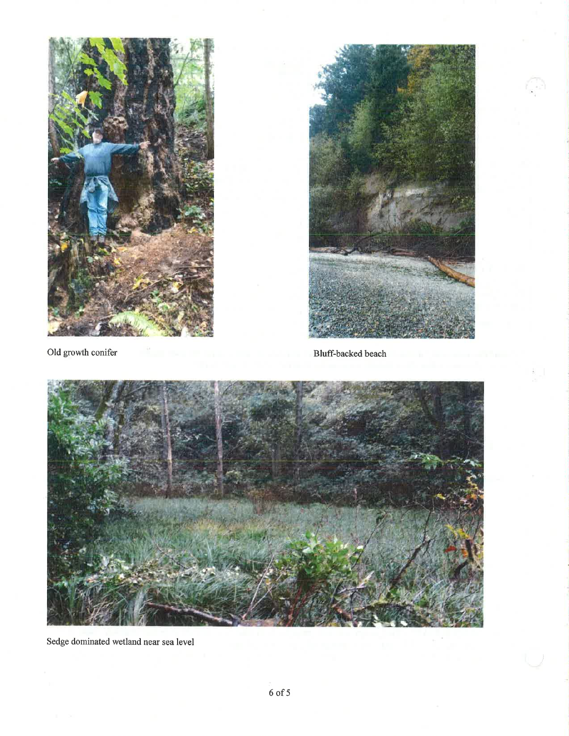Old growth conifer

Bluff-backed beach

Sedge dominated wetland near sea level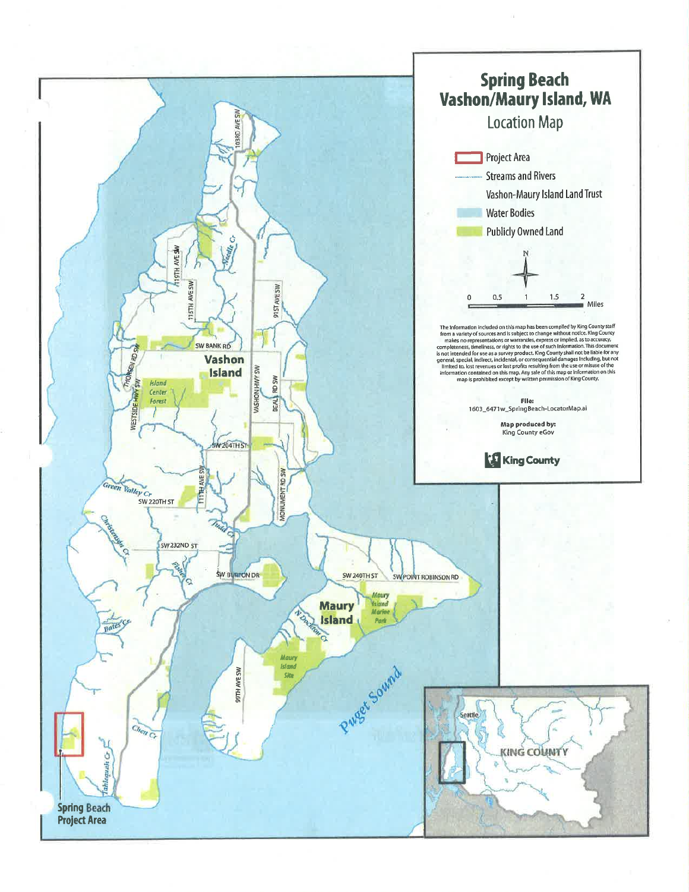# Spring Beach
# Vashon/Maury Island, WA

## Location Map

- Project Area
- Streams and Rivers
- Vashon-Maury Island Land Trust
- Water Bodies
- Publicly Owned Land

N

0 0.5 1 1.5 2 Miles

The information included on this map has been compiled by King County staff from a variety of sources and is subject to change without notice. King County makes no representations or warranties, express or implied, as to accuracy, completeness, timeliness, or rights to the use of such information. This document is not intended for use as a survey product. King County shall not be liable for any general, special, indirect, incidental, or consequential damages including, but not limited to, lost revenues or lost profits resulting from the use or misuse of the information contained on this map. Any sale of this map or information on this map is prohibited except by written permission of King County.

**File:**
1603_6471w_SpringBeach-LocatorMap.ai

**Map produced by:**
King County eGov

King County

Vashon Island

Maury Island

Island Center Forest

Maury Island Marine Park

Maury Island Site

Puget Sound

103RD AVE SW, 119TH AVE SW, 115TH AVE SW, 91ST AVE SW, SW BANK RD, THORSEN RD SW, WESTSIDE HWY SW, VASHON HWY SW, BEALL RD SW, SW 204TH ST, 111TH AVE SW, MONUMENT RD SW, SW 220TH ST, SW 232ND ST, SW BURTON DR, SW 240TH ST, SW POINT ROBINSON RD, 99TH AVE SW

Needle Cr, Green Valley Cr, Christensen Cr, Judd Cr, Fisher Cr, Bates Cr, N Dockton Cr, Chen Cr, Tahlequah Cr

Seattle

KING COUNTY

Spring Beach Project Area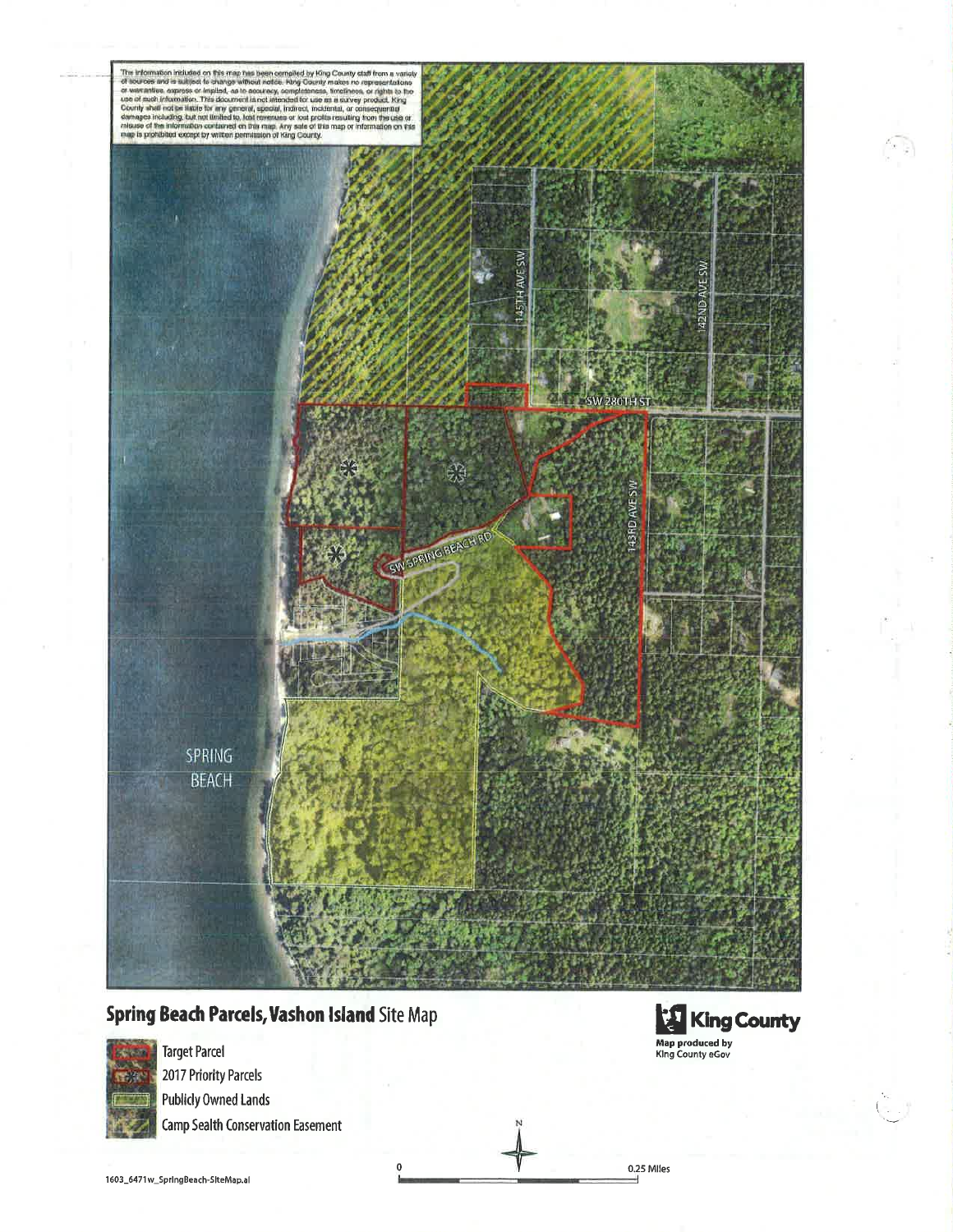The information included on this map has been compiled by King County staff from a variety of sources and is subject to change without notice. King County makes no representations or warranties, express or implied, as to accuracy, completeness, timeliness, or rights to the use of such information. This document is not intended for use as a survey product. King County shall not be liable for any general, special, indirect, incidental, or consequential damages including, but not limited to, lost revenues or lost profits resulting from the use or misuse of the information contained on this map. Any sale of this map or information on this map is prohibited except by written permission of King County.

145TH AVE SW

142ND AVE SW

SW 280TH ST

143RD AVE SW

SW SPRING BEACH RD

SPRING BEACH

# Spring Beach Parcels, Vashon Island Site Map

- Target Parcel
- 2017 Priority Parcels
- Publicly Owned Lands
- Camp Sealth Conservation Easement

King County

Map produced by King County eGov

N

0

0.25 Miles

1603_6471w_SpringBeach-SiteMap.ai